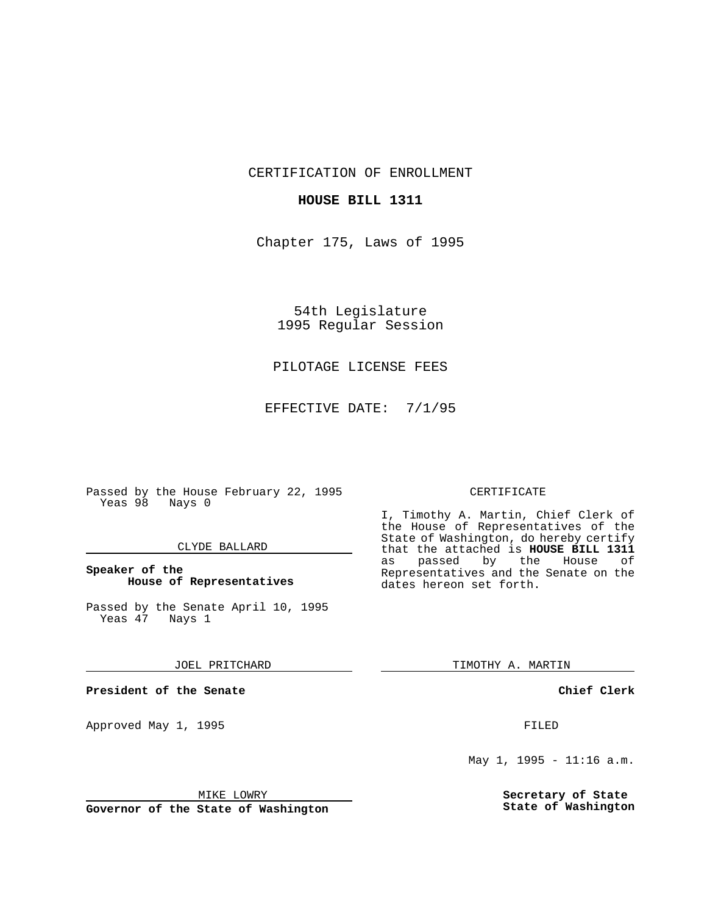CERTIFICATION OF ENROLLMENT

**HOUSE BILL 1311**

Chapter 175, Laws of 1995

54th Legislature
1995 Regular Session

PILOTAGE LICENSE FEES

EFFECTIVE DATE: 7/1/95

Passed by the House February 22, 1995
Yeas 98 Nays 0

CLYDE BALLARD

**Speaker of the House of Representatives**

Passed by the Senate April 10, 1995
Yeas 47 Nays 1

JOEL PRITCHARD

**President of the Senate**

Approved May 1, 1995

MIKE LOWRY

**Governor of the State of Washington**

CERTIFICATE

I, Timothy A. Martin, Chief Clerk of the House of Representatives of the State of Washington, do hereby certify that the attached is **HOUSE BILL 1311** as passed by the House of Representatives and the Senate on the dates hereon set forth.

TIMOTHY A. MARTIN

**Chief Clerk**

FILED

May 1, 1995 - 11:16 a.m.

**Secretary of State State of Washington**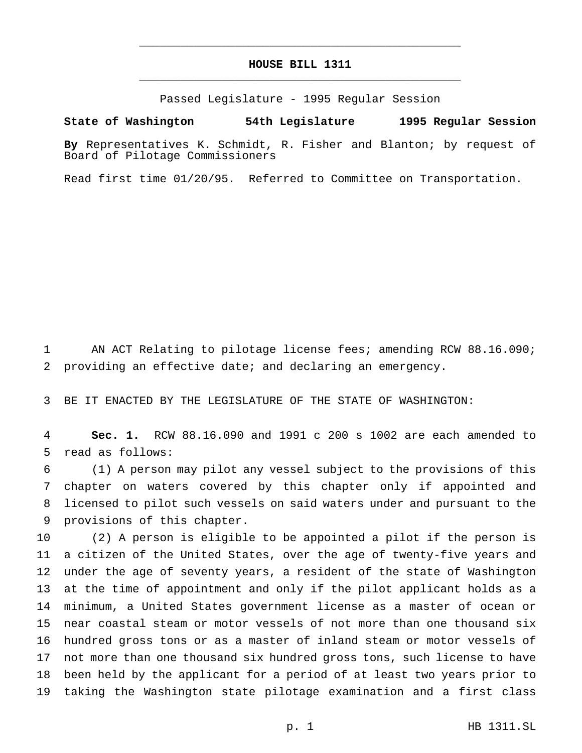# HOUSE BILL 1311

Passed Legislature - 1995 Regular Session

**State of Washington 54th Legislature 1995 Regular Session**

**By** Representatives K. Schmidt, R. Fisher and Blanton; by request of Board of Pilotage Commissioners

Read first time 01/20/95. Referred to Committee on Transportation.

AN ACT Relating to pilotage license fees; amending RCW 88.16.090; providing an effective date; and declaring an emergency.

BE IT ENACTED BY THE LEGISLATURE OF THE STATE OF WASHINGTON:

**Sec. 1.** RCW 88.16.090 and 1991 c 200 s 1002 are each amended to read as follows:

(1) A person may pilot any vessel subject to the provisions of this chapter on waters covered by this chapter only if appointed and licensed to pilot such vessels on said waters under and pursuant to the provisions of this chapter.

(2) A person is eligible to be appointed a pilot if the person is a citizen of the United States, over the age of twenty-five years and under the age of seventy years, a resident of the state of Washington at the time of appointment and only if the pilot applicant holds as a minimum, a United States government license as a master of ocean or near coastal steam or motor vessels of not more than one thousand six hundred gross tons or as a master of inland steam or motor vessels of not more than one thousand six hundred gross tons, such license to have been held by the applicant for a period of at least two years prior to taking the Washington state pilotage examination and a first class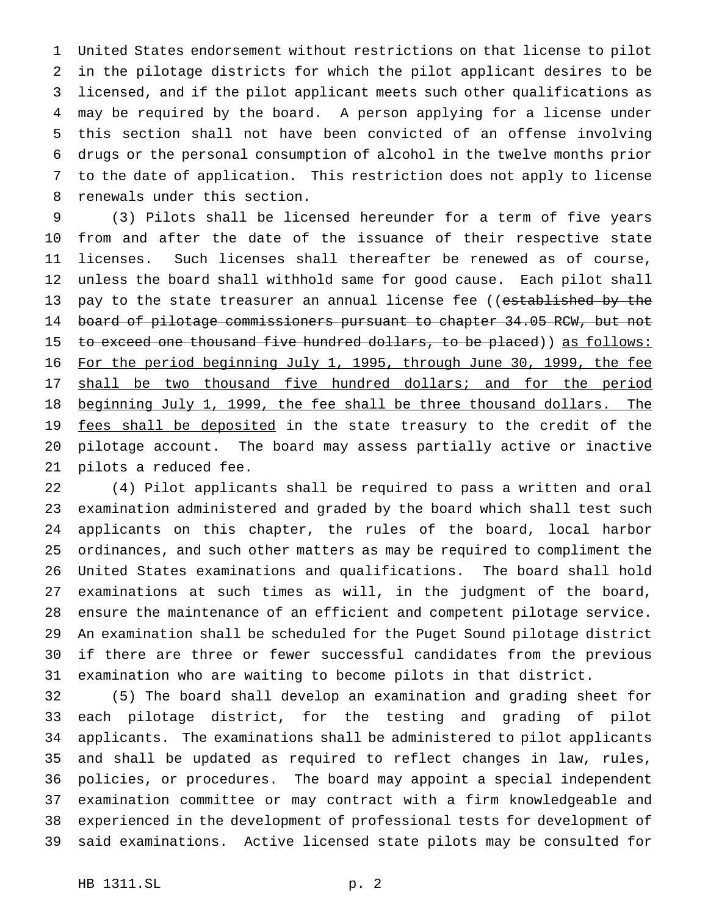United States endorsement without restrictions on that license to pilot in the pilotage districts for which the pilot applicant desires to be licensed, and if the pilot applicant meets such other qualifications as may be required by the board. A person applying for a license under this section shall not have been convicted of an offense involving drugs or the personal consumption of alcohol in the twelve months prior to the date of application. This restriction does not apply to license renewals under this section.

(3) Pilots shall be licensed hereunder for a term of five years from and after the date of the issuance of their respective state licenses. Such licenses shall thereafter be renewed as of course, unless the board shall withhold same for good cause. Each pilot shall pay to the state treasurer an annual license fee ((~~established by the board of pilotage commissioners pursuant to chapter 34.05 RCW, but not to exceed one thousand five hundred dollars, to be placed~~)) <u>as follows: For the period beginning July 1, 1995, through June 30, 1999, the fee shall be two thousand five hundred dollars; and for the period beginning July 1, 1999, the fee shall be three thousand dollars. The fees shall be deposited</u> in the state treasury to the credit of the pilotage account. The board may assess partially active or inactive pilots a reduced fee.

(4) Pilot applicants shall be required to pass a written and oral examination administered and graded by the board which shall test such applicants on this chapter, the rules of the board, local harbor ordinances, and such other matters as may be required to compliment the United States examinations and qualifications. The board shall hold examinations at such times as will, in the judgment of the board, ensure the maintenance of an efficient and competent pilotage service. An examination shall be scheduled for the Puget Sound pilotage district if there are three or fewer successful candidates from the previous examination who are waiting to become pilots in that district.

(5) The board shall develop an examination and grading sheet for each pilotage district, for the testing and grading of pilot applicants. The examinations shall be administered to pilot applicants and shall be updated as required to reflect changes in law, rules, policies, or procedures. The board may appoint a special independent examination committee or may contract with a firm knowledgeable and experienced in the development of professional tests for development of said examinations. Active licensed state pilots may be consulted for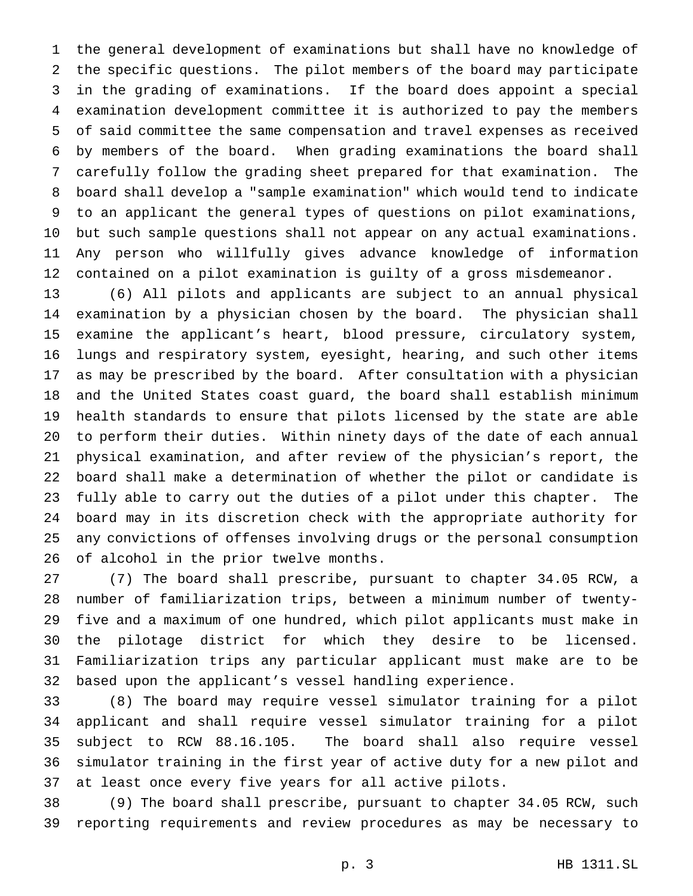the general development of examinations but shall have no knowledge of the specific questions. The pilot members of the board may participate in the grading of examinations. If the board does appoint a special examination development committee it is authorized to pay the members of said committee the same compensation and travel expenses as received by members of the board. When grading examinations the board shall carefully follow the grading sheet prepared for that examination. The board shall develop a "sample examination" which would tend to indicate to an applicant the general types of questions on pilot examinations, but such sample questions shall not appear on any actual examinations. Any person who willfully gives advance knowledge of information contained on a pilot examination is guilty of a gross misdemeanor.

(6) All pilots and applicants are subject to an annual physical examination by a physician chosen by the board. The physician shall examine the applicant's heart, blood pressure, circulatory system, lungs and respiratory system, eyesight, hearing, and such other items as may be prescribed by the board. After consultation with a physician and the United States coast guard, the board shall establish minimum health standards to ensure that pilots licensed by the state are able to perform their duties. Within ninety days of the date of each annual physical examination, and after review of the physician's report, the board shall make a determination of whether the pilot or candidate is fully able to carry out the duties of a pilot under this chapter. The board may in its discretion check with the appropriate authority for any convictions of offenses involving drugs or the personal consumption of alcohol in the prior twelve months.

(7) The board shall prescribe, pursuant to chapter 34.05 RCW, a number of familiarization trips, between a minimum number of twenty-five and a maximum of one hundred, which pilot applicants must make in the pilotage district for which they desire to be licensed. Familiarization trips any particular applicant must make are to be based upon the applicant's vessel handling experience.

(8) The board may require vessel simulator training for a pilot applicant and shall require vessel simulator training for a pilot subject to RCW 88.16.105. The board shall also require vessel simulator training in the first year of active duty for a new pilot and at least once every five years for all active pilots.

(9) The board shall prescribe, pursuant to chapter 34.05 RCW, such reporting requirements and review procedures as may be necessary to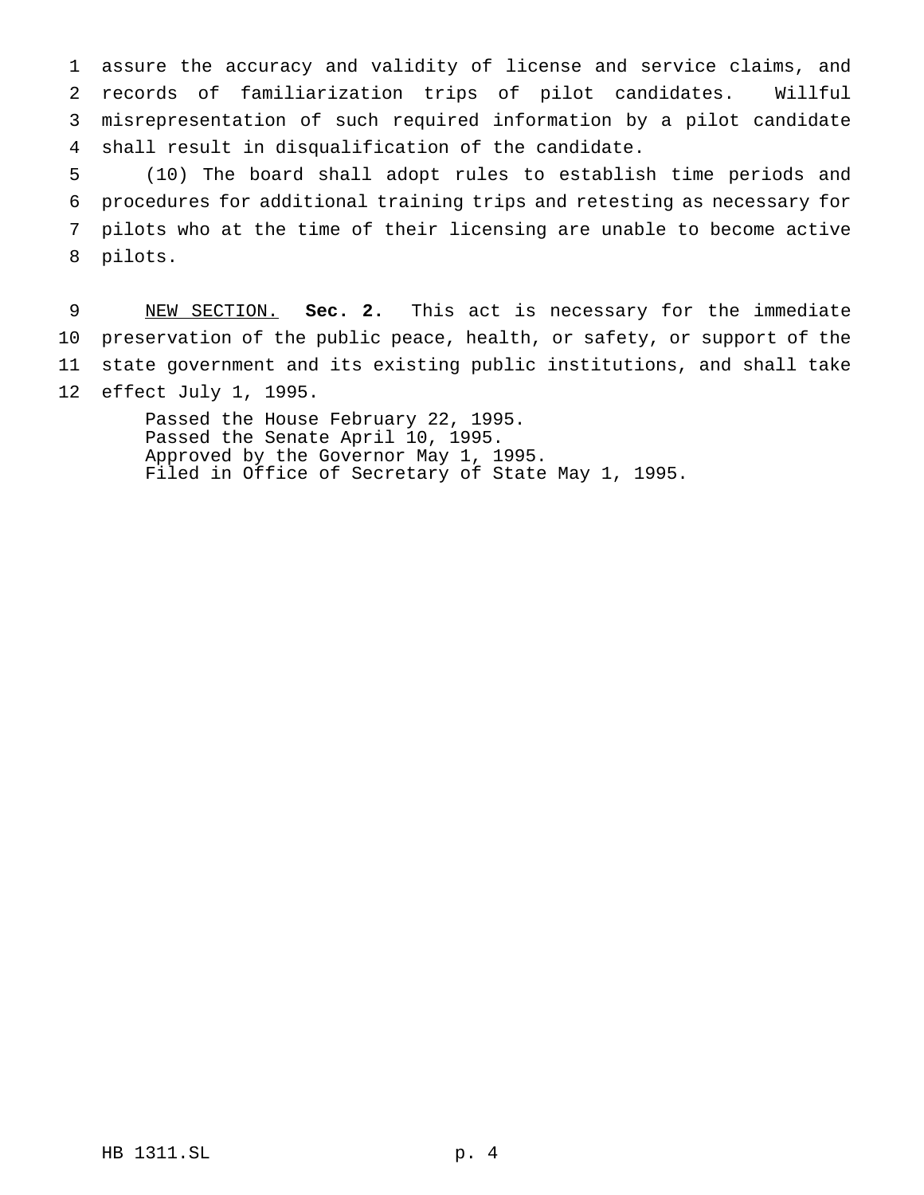assure the accuracy and validity of license and service claims, and records of familiarization trips of pilot candidates. Willful misrepresentation of such required information by a pilot candidate shall result in disqualification of the candidate.

(10) The board shall adopt rules to establish time periods and procedures for additional training trips and retesting as necessary for pilots who at the time of their licensing are unable to become active pilots.

NEW SECTION. **Sec. 2.** This act is necessary for the immediate preservation of the public peace, health, or safety, or support of the state government and its existing public institutions, and shall take effect July 1, 1995.

Passed the House February 22, 1995.
Passed the Senate April 10, 1995.
Approved by the Governor May 1, 1995.
Filed in Office of Secretary of State May 1, 1995.